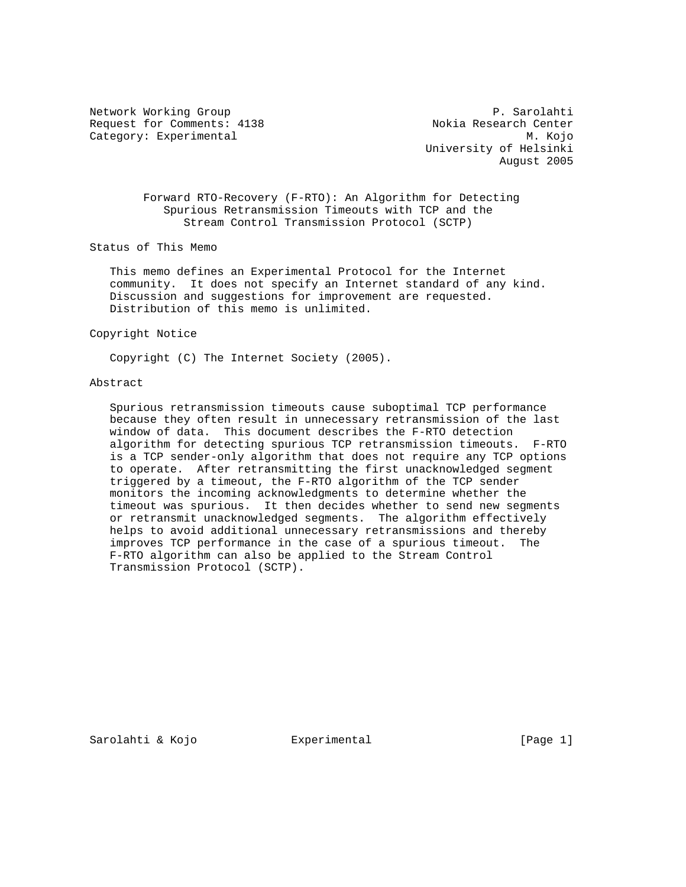Network Working Group P. Sarolahti
Request for Comments: 4138 Nokia Research Center
Category: Experimental M. Kojo
University of Helsinki
August 2005

# Forward RTO-Recovery (F-RTO): An Algorithm for Detecting Spurious Retransmission Timeouts with TCP and the Stream Control Transmission Protocol (SCTP)

## Status of This Memo

This memo defines an Experimental Protocol for the Internet community. It does not specify an Internet standard of any kind. Discussion and suggestions for improvement are requested. Distribution of this memo is unlimited.

## Copyright Notice

Copyright (C) The Internet Society (2005).

## Abstract

Spurious retransmission timeouts cause suboptimal TCP performance because they often result in unnecessary retransmission of the last window of data. This document describes the F-RTO detection algorithm for detecting spurious TCP retransmission timeouts. F-RTO is a TCP sender-only algorithm that does not require any TCP options to operate. After retransmitting the first unacknowledged segment triggered by a timeout, the F-RTO algorithm of the TCP sender monitors the incoming acknowledgments to determine whether the timeout was spurious. It then decides whether to send new segments or retransmit unacknowledged segments. The algorithm effectively helps to avoid additional unnecessary retransmissions and thereby improves TCP performance in the case of a spurious timeout. The F-RTO algorithm can also be applied to the Stream Control Transmission Protocol (SCTP).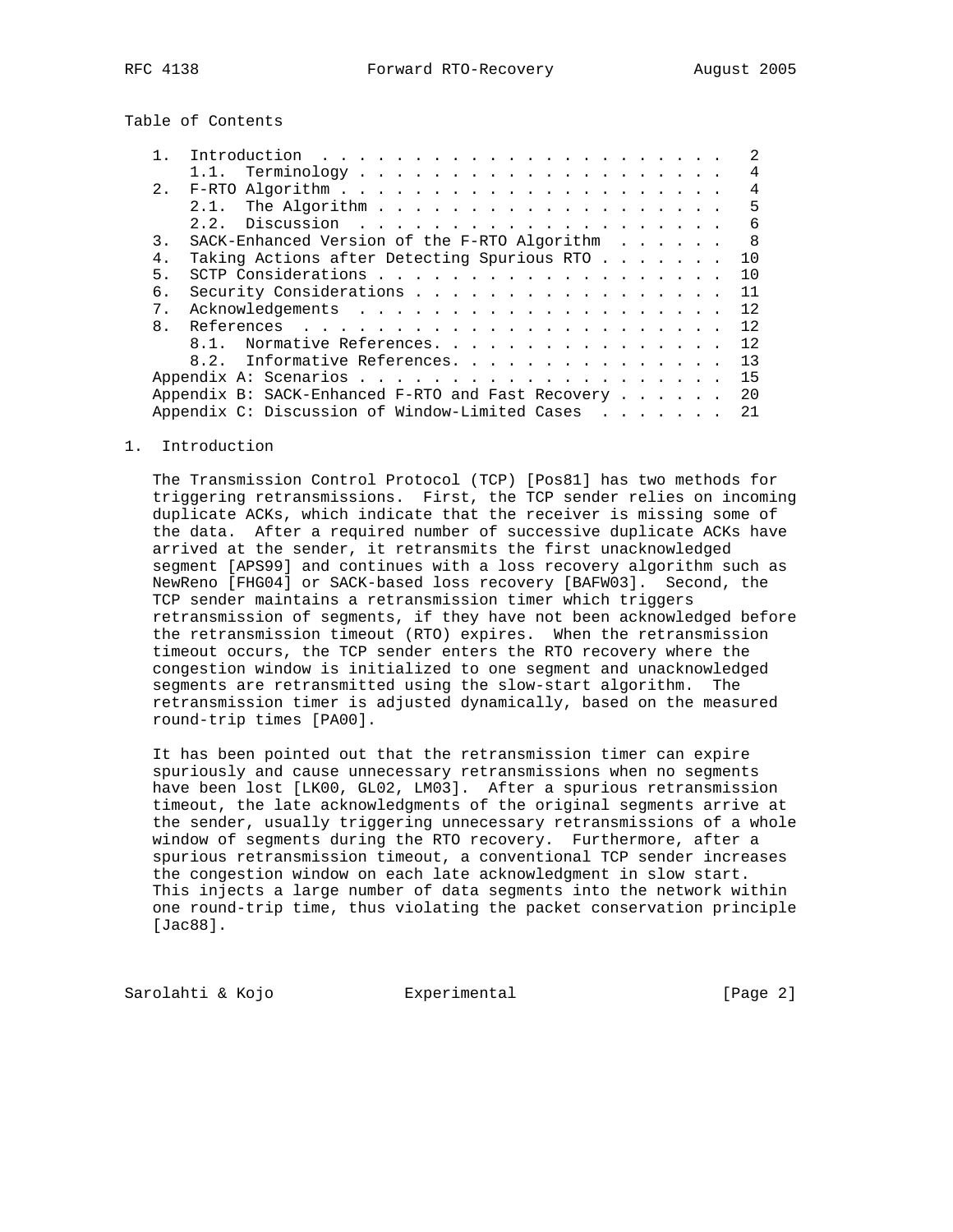Table of Contents

```
   1.  Introduction ..........................................  2
       1.1.  Terminology .....................................  4
   2.  F-RTO Algorithm .......................................  4
       2.1.  The Algorithm ...................................  5
       2.2.  Discussion ......................................  6
   3.  SACK-Enhanced Version of the F-RTO Algorithm ..........  8
   4.  Taking Actions after Detecting Spurious RTO ........... 10
   5.  SCTP Considerations ................................... 10
   6.  Security Considerations ............................... 11
   7.  Acknowledgements ...................................... 12
   8.  References ............................................ 12
       8.1.  Normative References. ........................... 12
       8.2.  Informative References. ......................... 13
   Appendix A: Scenarios ..................................... 15
   Appendix B: SACK-Enhanced F-RTO and Fast Recovery ......... 20
   Appendix C: Discussion of Window-Limited Cases ............ 21
```

# 1. Introduction

The Transmission Control Protocol (TCP) [Pos81] has two methods for triggering retransmissions. First, the TCP sender relies on incoming duplicate ACKs, which indicate that the receiver is missing some of the data. After a required number of successive duplicate ACKs have arrived at the sender, it retransmits the first unacknowledged segment [APS99] and continues with a loss recovery algorithm such as NewReno [FHG04] or SACK-based loss recovery [BAFW03]. Second, the TCP sender maintains a retransmission timer which triggers retransmission of segments, if they have not been acknowledged before the retransmission timeout (RTO) expires. When the retransmission timeout occurs, the TCP sender enters the RTO recovery where the congestion window is initialized to one segment and unacknowledged segments are retransmitted using the slow-start algorithm. The retransmission timer is adjusted dynamically, based on the measured round-trip times [PA00].

It has been pointed out that the retransmission timer can expire spuriously and cause unnecessary retransmissions when no segments have been lost [LK00, GL02, LM03]. After a spurious retransmission timeout, the late acknowledgments of the original segments arrive at the sender, usually triggering unnecessary retransmissions of a whole window of segments during the RTO recovery. Furthermore, after a spurious retransmission timeout, a conventional TCP sender increases the congestion window on each late acknowledgment in slow start. This injects a large number of data segments into the network within one round-trip time, thus violating the packet conservation principle [Jac88].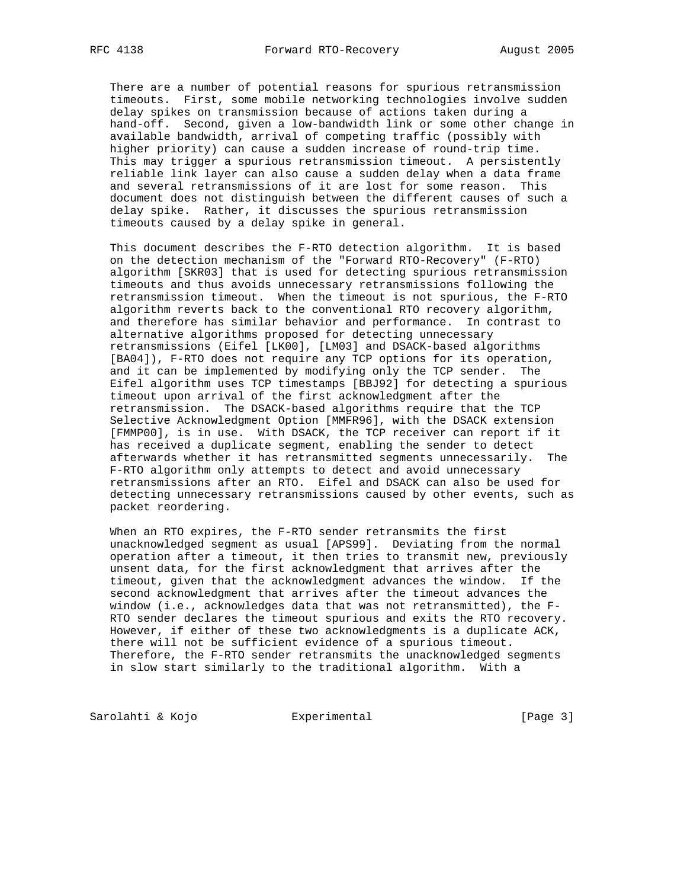There are a number of potential reasons for spurious retransmission timeouts. First, some mobile networking technologies involve sudden delay spikes on transmission because of actions taken during a hand-off. Second, given a low-bandwidth link or some other change in available bandwidth, arrival of competing traffic (possibly with higher priority) can cause a sudden increase of round-trip time. This may trigger a spurious retransmission timeout. A persistently reliable link layer can also cause a sudden delay when a data frame and several retransmissions of it are lost for some reason. This document does not distinguish between the different causes of such a delay spike. Rather, it discusses the spurious retransmission timeouts caused by a delay spike in general.

This document describes the F-RTO detection algorithm. It is based on the detection mechanism of the "Forward RTO-Recovery" (F-RTO) algorithm [SKR03] that is used for detecting spurious retransmission timeouts and thus avoids unnecessary retransmissions following the retransmission timeout. When the timeout is not spurious, the F-RTO algorithm reverts back to the conventional RTO recovery algorithm, and therefore has similar behavior and performance. In contrast to alternative algorithms proposed for detecting unnecessary retransmissions (Eifel [LK00], [LM03] and DSACK-based algorithms [BA04]), F-RTO does not require any TCP options for its operation, and it can be implemented by modifying only the TCP sender. The Eifel algorithm uses TCP timestamps [BBJ92] for detecting a spurious timeout upon arrival of the first acknowledgment after the retransmission. The DSACK-based algorithms require that the TCP Selective Acknowledgment Option [MMFR96], with the DSACK extension [FMMP00], is in use. With DSACK, the TCP receiver can report if it has received a duplicate segment, enabling the sender to detect afterwards whether it has retransmitted segments unnecessarily. The F-RTO algorithm only attempts to detect and avoid unnecessary retransmissions after an RTO. Eifel and DSACK can also be used for detecting unnecessary retransmissions caused by other events, such as packet reordering.

When an RTO expires, the F-RTO sender retransmits the first unacknowledged segment as usual [APS99]. Deviating from the normal operation after a timeout, it then tries to transmit new, previously unsent data, for the first acknowledgment that arrives after the timeout, given that the acknowledgment advances the window. If the second acknowledgment that arrives after the timeout advances the window (i.e., acknowledges data that was not retransmitted), the F-RTO sender declares the timeout spurious and exits the RTO recovery. However, if either of these two acknowledgments is a duplicate ACK, there will not be sufficient evidence of a spurious timeout. Therefore, the F-RTO sender retransmits the unacknowledged segments in slow start similarly to the traditional algorithm. With a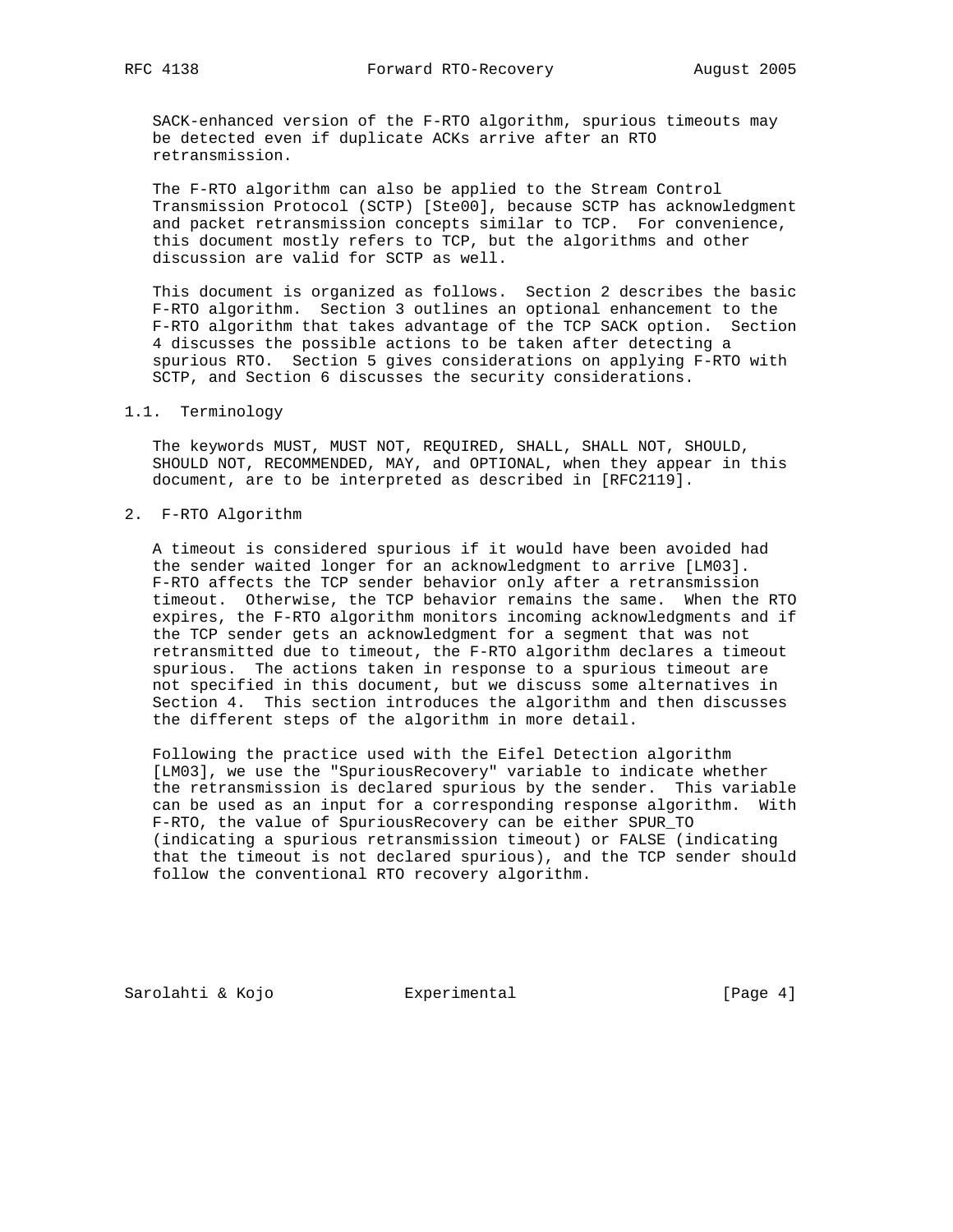SACK-enhanced version of the F-RTO algorithm, spurious timeouts may be detected even if duplicate ACKs arrive after an RTO retransmission.

The F-RTO algorithm can also be applied to the Stream Control Transmission Protocol (SCTP) [Ste00], because SCTP has acknowledgment and packet retransmission concepts similar to TCP. For convenience, this document mostly refers to TCP, but the algorithms and other discussion are valid for SCTP as well.

This document is organized as follows. Section 2 describes the basic F-RTO algorithm. Section 3 outlines an optional enhancement to the F-RTO algorithm that takes advantage of the TCP SACK option. Section 4 discusses the possible actions to be taken after detecting a spurious RTO. Section 5 gives considerations on applying F-RTO with SCTP, and Section 6 discusses the security considerations.

### 1.1. Terminology

The keywords MUST, MUST NOT, REQUIRED, SHALL, SHALL NOT, SHOULD, SHOULD NOT, RECOMMENDED, MAY, and OPTIONAL, when they appear in this document, are to be interpreted as described in [RFC2119].

## 2. F-RTO Algorithm

A timeout is considered spurious if it would have been avoided had the sender waited longer for an acknowledgment to arrive [LM03]. F-RTO affects the TCP sender behavior only after a retransmission timeout. Otherwise, the TCP behavior remains the same. When the RTO expires, the F-RTO algorithm monitors incoming acknowledgments and if the TCP sender gets an acknowledgment for a segment that was not retransmitted due to timeout, the F-RTO algorithm declares a timeout spurious. The actions taken in response to a spurious timeout are not specified in this document, but we discuss some alternatives in Section 4. This section introduces the algorithm and then discusses the different steps of the algorithm in more detail.

Following the practice used with the Eifel Detection algorithm [LM03], we use the "SpuriousRecovery" variable to indicate whether the retransmission is declared spurious by the sender. This variable can be used as an input for a corresponding response algorithm. With F-RTO, the value of SpuriousRecovery can be either SPUR_TO (indicating a spurious retransmission timeout) or FALSE (indicating that the timeout is not declared spurious), and the TCP sender should follow the conventional RTO recovery algorithm.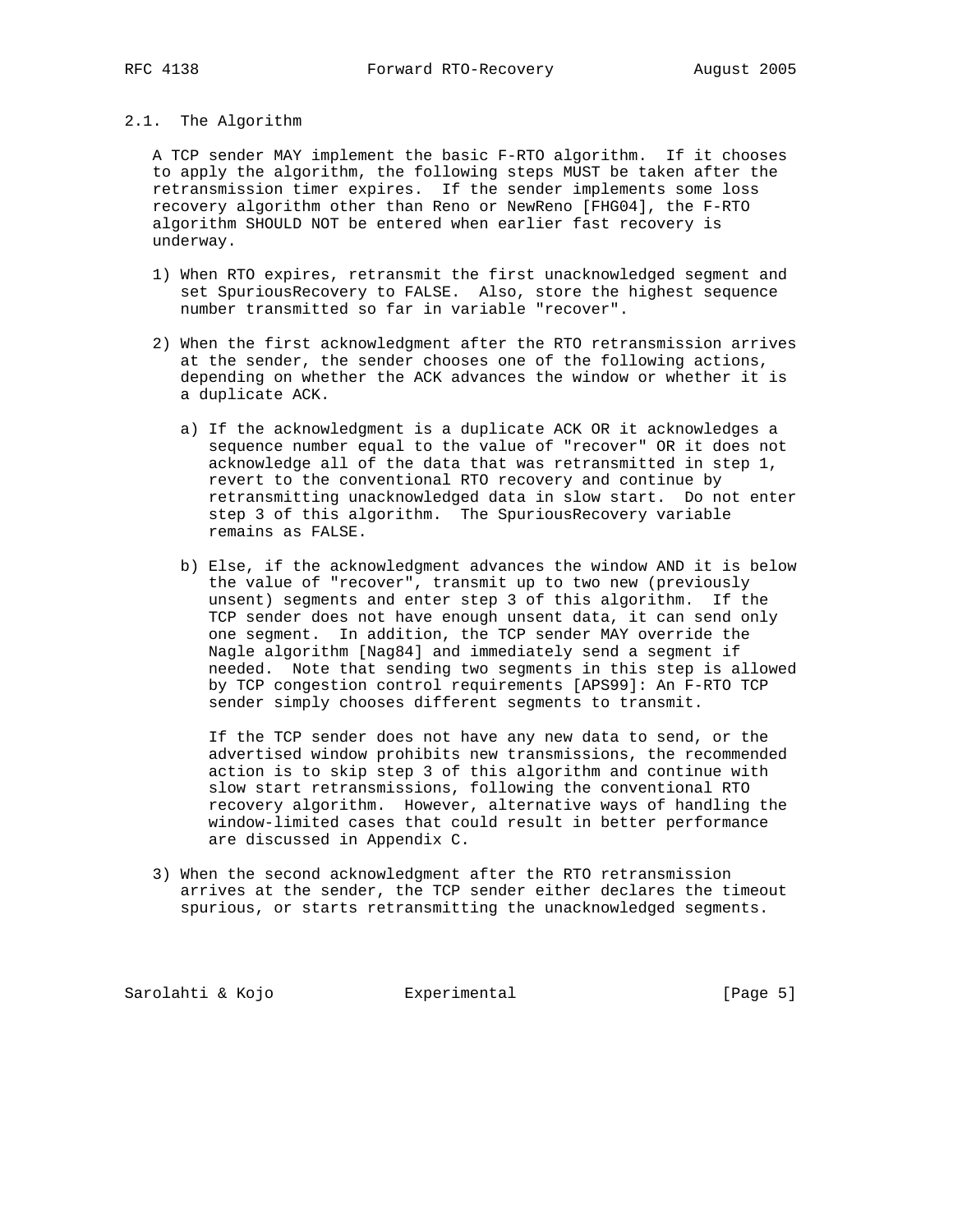## 2.1. The Algorithm

A TCP sender MAY implement the basic F-RTO algorithm. If it chooses to apply the algorithm, the following steps MUST be taken after the retransmission timer expires. If the sender implements some loss recovery algorithm other than Reno or NewReno [FHG04], the F-RTO algorithm SHOULD NOT be entered when earlier fast recovery is underway.

1) When RTO expires, retransmit the first unacknowledged segment and set SpuriousRecovery to FALSE. Also, store the highest sequence number transmitted so far in variable "recover".

2) When the first acknowledgment after the RTO retransmission arrives at the sender, the sender chooses one of the following actions, depending on whether the ACK advances the window or whether it is a duplicate ACK.

   a) If the acknowledgment is a duplicate ACK OR it acknowledges a sequence number equal to the value of "recover" OR it does not acknowledge all of the data that was retransmitted in step 1, revert to the conventional RTO recovery and continue by retransmitting unacknowledged data in slow start. Do not enter step 3 of this algorithm. The SpuriousRecovery variable remains as FALSE.

   b) Else, if the acknowledgment advances the window AND it is below the value of "recover", transmit up to two new (previously unsent) segments and enter step 3 of this algorithm. If the TCP sender does not have enough unsent data, it can send only one segment. In addition, the TCP sender MAY override the Nagle algorithm [Nag84] and immediately send a segment if needed. Note that sending two segments in this step is allowed by TCP congestion control requirements [APS99]: An F-RTO TCP sender simply chooses different segments to transmit.

      If the TCP sender does not have any new data to send, or the advertised window prohibits new transmissions, the recommended action is to skip step 3 of this algorithm and continue with slow start retransmissions, following the conventional RTO recovery algorithm. However, alternative ways of handling the window-limited cases that could result in better performance are discussed in Appendix C.

3) When the second acknowledgment after the RTO retransmission arrives at the sender, the TCP sender either declares the timeout spurious, or starts retransmitting the unacknowledged segments.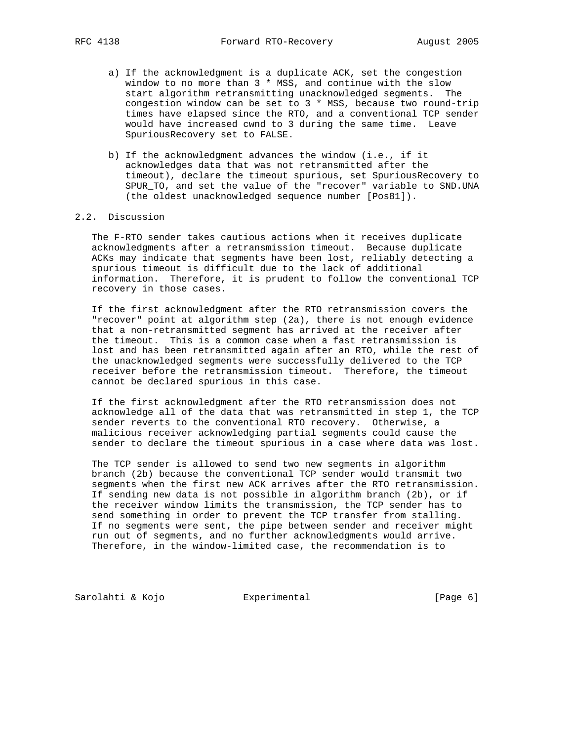a) If the acknowledgment is a duplicate ACK, set the congestion window to no more than 3 * MSS, and continue with the slow start algorithm retransmitting unacknowledged segments. The congestion window can be set to 3 * MSS, because two round-trip times have elapsed since the RTO, and a conventional TCP sender would have increased cwnd to 3 during the same time. Leave SpuriousRecovery set to FALSE.

b) If the acknowledgment advances the window (i.e., if it acknowledges data that was not retransmitted after the timeout), declare the timeout spurious, set SpuriousRecovery to SPUR_TO, and set the value of the "recover" variable to SND.UNA (the oldest unacknowledged sequence number [Pos81]).

## 2.2. Discussion

The F-RTO sender takes cautious actions when it receives duplicate acknowledgments after a retransmission timeout. Because duplicate ACKs may indicate that segments have been lost, reliably detecting a spurious timeout is difficult due to the lack of additional information. Therefore, it is prudent to follow the conventional TCP recovery in those cases.

If the first acknowledgment after the RTO retransmission covers the "recover" point at algorithm step (2a), there is not enough evidence that a non-retransmitted segment has arrived at the receiver after the timeout. This is a common case when a fast retransmission is lost and has been retransmitted again after an RTO, while the rest of the unacknowledged segments were successfully delivered to the TCP receiver before the retransmission timeout. Therefore, the timeout cannot be declared spurious in this case.

If the first acknowledgment after the RTO retransmission does not acknowledge all of the data that was retransmitted in step 1, the TCP sender reverts to the conventional RTO recovery. Otherwise, a malicious receiver acknowledging partial segments could cause the sender to declare the timeout spurious in a case where data was lost.

The TCP sender is allowed to send two new segments in algorithm branch (2b) because the conventional TCP sender would transmit two segments when the first new ACK arrives after the RTO retransmission. If sending new data is not possible in algorithm branch (2b), or if the receiver window limits the transmission, the TCP sender has to send something in order to prevent the TCP transfer from stalling. If no segments were sent, the pipe between sender and receiver might run out of segments, and no further acknowledgments would arrive. Therefore, in the window-limited case, the recommendation is to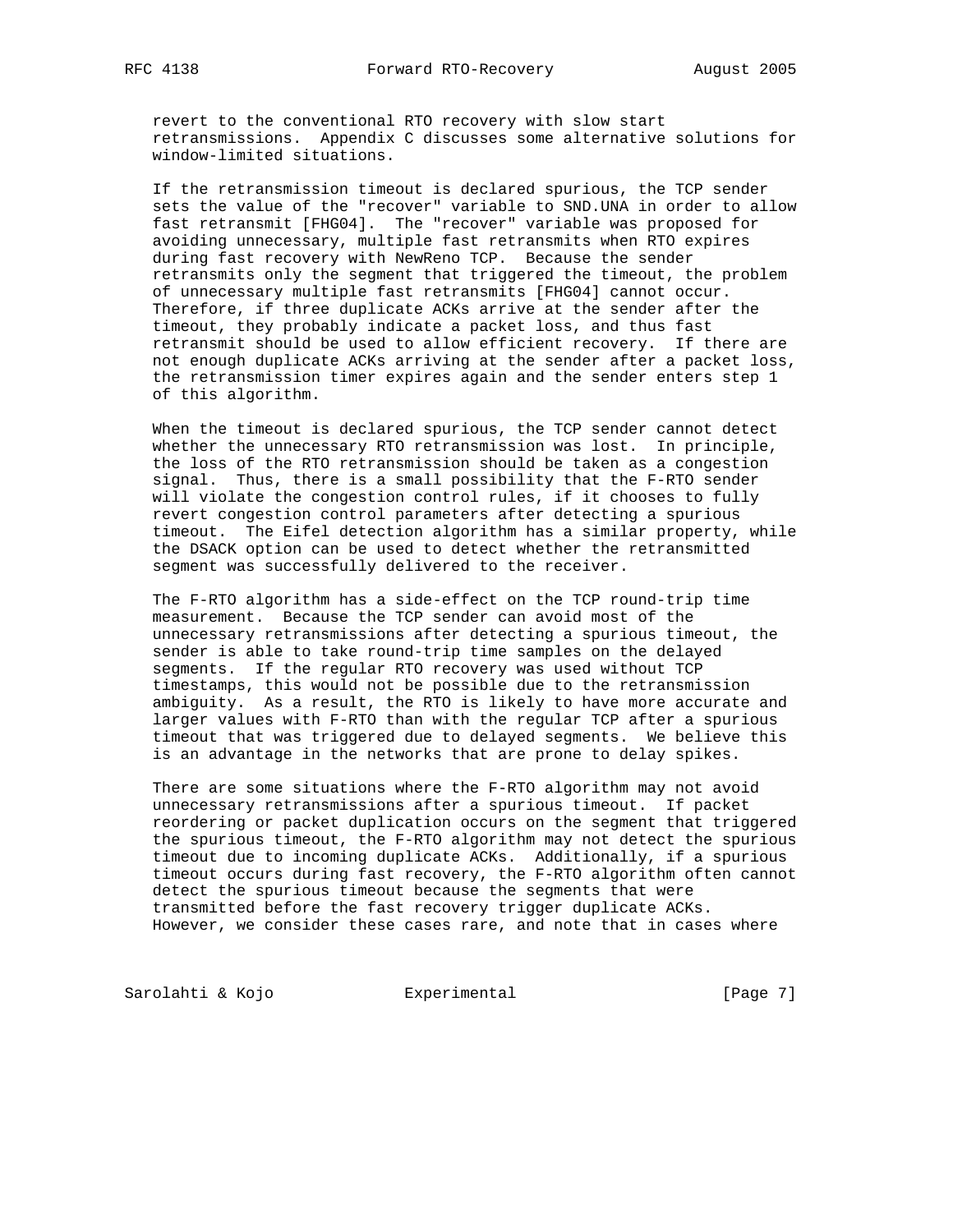revert to the conventional RTO recovery with slow start retransmissions. Appendix C discusses some alternative solutions for window-limited situations.

If the retransmission timeout is declared spurious, the TCP sender sets the value of the "recover" variable to SND.UNA in order to allow fast retransmit [FHG04]. The "recover" variable was proposed for avoiding unnecessary, multiple fast retransmits when RTO expires during fast recovery with NewReno TCP. Because the sender retransmits only the segment that triggered the timeout, the problem of unnecessary multiple fast retransmits [FHG04] cannot occur. Therefore, if three duplicate ACKs arrive at the sender after the timeout, they probably indicate a packet loss, and thus fast retransmit should be used to allow efficient recovery. If there are not enough duplicate ACKs arriving at the sender after a packet loss, the retransmission timer expires again and the sender enters step 1 of this algorithm.

When the timeout is declared spurious, the TCP sender cannot detect whether the unnecessary RTO retransmission was lost. In principle, the loss of the RTO retransmission should be taken as a congestion signal. Thus, there is a small possibility that the F-RTO sender will violate the congestion control rules, if it chooses to fully revert congestion control parameters after detecting a spurious timeout. The Eifel detection algorithm has a similar property, while the DSACK option can be used to detect whether the retransmitted segment was successfully delivered to the receiver.

The F-RTO algorithm has a side-effect on the TCP round-trip time measurement. Because the TCP sender can avoid most of the unnecessary retransmissions after detecting a spurious timeout, the sender is able to take round-trip time samples on the delayed segments. If the regular RTO recovery was used without TCP timestamps, this would not be possible due to the retransmission ambiguity. As a result, the RTO is likely to have more accurate and larger values with F-RTO than with the regular TCP after a spurious timeout that was triggered due to delayed segments. We believe this is an advantage in the networks that are prone to delay spikes.

There are some situations where the F-RTO algorithm may not avoid unnecessary retransmissions after a spurious timeout. If packet reordering or packet duplication occurs on the segment that triggered the spurious timeout, the F-RTO algorithm may not detect the spurious timeout due to incoming duplicate ACKs. Additionally, if a spurious timeout occurs during fast recovery, the F-RTO algorithm often cannot detect the spurious timeout because the segments that were transmitted before the fast recovery trigger duplicate ACKs. However, we consider these cases rare, and note that in cases where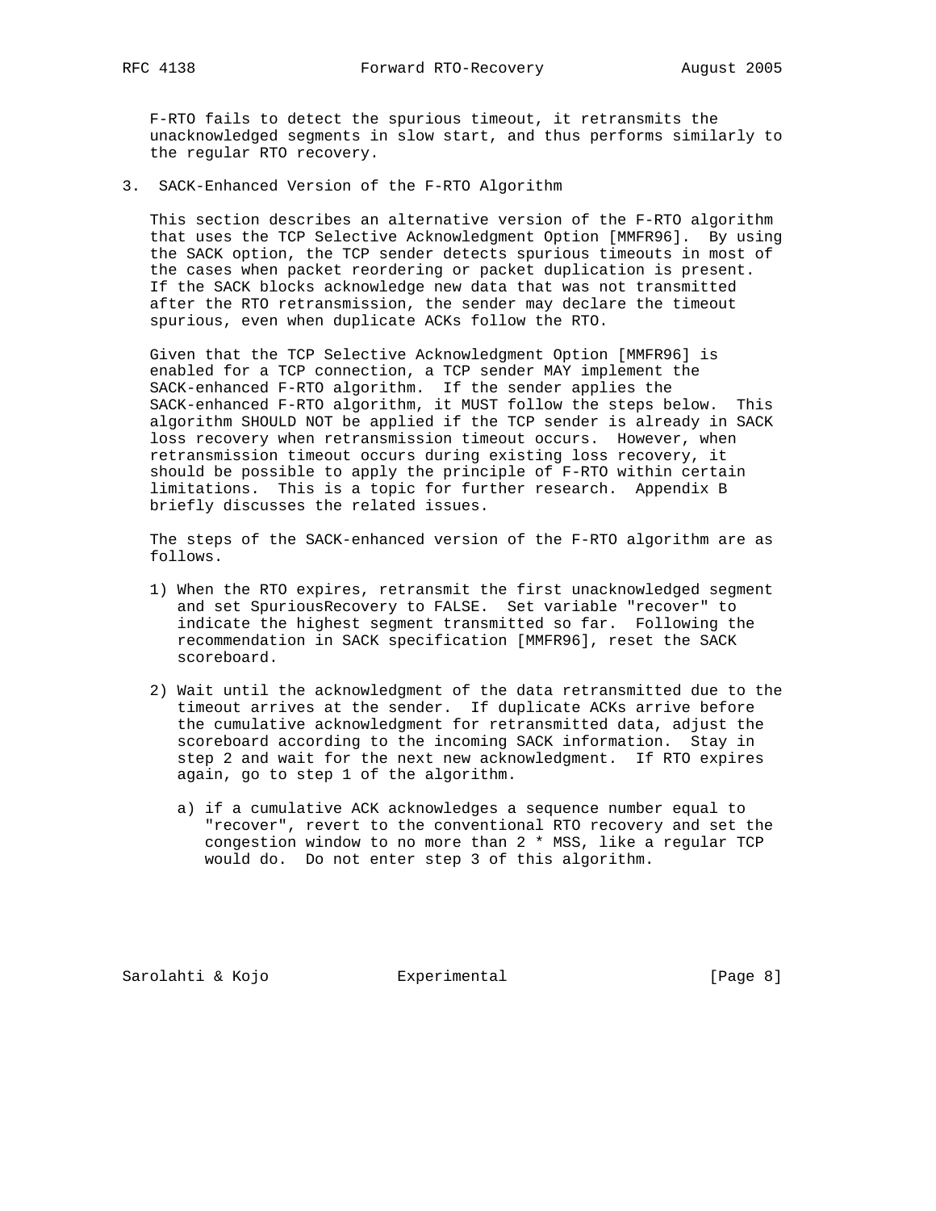F-RTO fails to detect the spurious timeout, it retransmits the unacknowledged segments in slow start, and thus performs similarly to the regular RTO recovery.

## 3. SACK-Enhanced Version of the F-RTO Algorithm

This section describes an alternative version of the F-RTO algorithm that uses the TCP Selective Acknowledgment Option [MMFR96]. By using the SACK option, the TCP sender detects spurious timeouts in most of the cases when packet reordering or packet duplication is present. If the SACK blocks acknowledge new data that was not transmitted after the RTO retransmission, the sender may declare the timeout spurious, even when duplicate ACKs follow the RTO.

Given that the TCP Selective Acknowledgment Option [MMFR96] is enabled for a TCP connection, a TCP sender MAY implement the SACK-enhanced F-RTO algorithm. If the sender applies the SACK-enhanced F-RTO algorithm, it MUST follow the steps below. This algorithm SHOULD NOT be applied if the TCP sender is already in SACK loss recovery when retransmission timeout occurs. However, when retransmission timeout occurs during existing loss recovery, it should be possible to apply the principle of F-RTO within certain limitations. This is a topic for further research. Appendix B briefly discusses the related issues.

The steps of the SACK-enhanced version of the F-RTO algorithm are as follows.

1) When the RTO expires, retransmit the first unacknowledged segment and set SpuriousRecovery to FALSE. Set variable "recover" to indicate the highest segment transmitted so far. Following the recommendation in SACK specification [MMFR96], reset the SACK scoreboard.

2) Wait until the acknowledgment of the data retransmitted due to the timeout arrives at the sender. If duplicate ACKs arrive before the cumulative acknowledgment for retransmitted data, adjust the scoreboard according to the incoming SACK information. Stay in step 2 and wait for the next new acknowledgment. If RTO expires again, go to step 1 of the algorithm.

   a) if a cumulative ACK acknowledges a sequence number equal to "recover", revert to the conventional RTO recovery and set the congestion window to no more than 2 * MSS, like a regular TCP would do. Do not enter step 3 of this algorithm.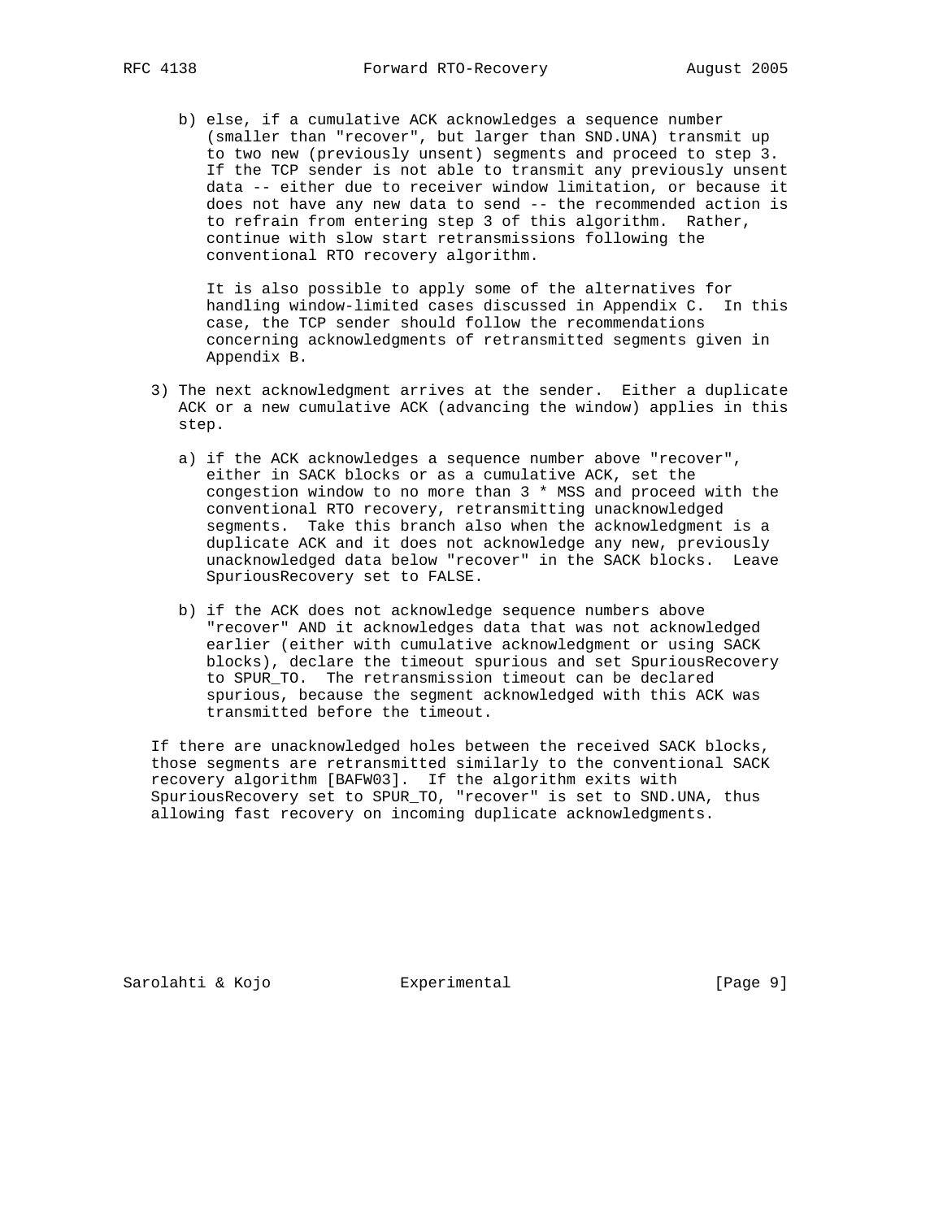b) else, if a cumulative ACK acknowledges a sequence number (smaller than "recover", but larger than SND.UNA) transmit up to two new (previously unsent) segments and proceed to step 3. If the TCP sender is not able to transmit any previously unsent data -- either due to receiver window limitation, or because it does not have any new data to send -- the recommended action is to refrain from entering step 3 of this algorithm. Rather, continue with slow start retransmissions following the conventional RTO recovery algorithm.

   It is also possible to apply some of the alternatives for handling window-limited cases discussed in Appendix C. In this case, the TCP sender should follow the recommendations concerning acknowledgments of retransmitted segments given in Appendix B.

3) The next acknowledgment arrives at the sender. Either a duplicate ACK or a new cumulative ACK (advancing the window) applies in this step.

   a) if the ACK acknowledges a sequence number above "recover", either in SACK blocks or as a cumulative ACK, set the congestion window to no more than 3 * MSS and proceed with the conventional RTO recovery, retransmitting unacknowledged segments. Take this branch also when the acknowledgment is a duplicate ACK and it does not acknowledge any new, previously unacknowledged data below "recover" in the SACK blocks. Leave SpuriousRecovery set to FALSE.

   b) if the ACK does not acknowledge sequence numbers above "recover" AND it acknowledges data that was not acknowledged earlier (either with cumulative acknowledgment or using SACK blocks), declare the timeout spurious and set SpuriousRecovery to SPUR_TO. The retransmission timeout can be declared spurious, because the segment acknowledged with this ACK was transmitted before the timeout.

If there are unacknowledged holes between the received SACK blocks, those segments are retransmitted similarly to the conventional SACK recovery algorithm [BAFW03]. If the algorithm exits with SpuriousRecovery set to SPUR_TO, "recover" is set to SND.UNA, thus allowing fast recovery on incoming duplicate acknowledgments.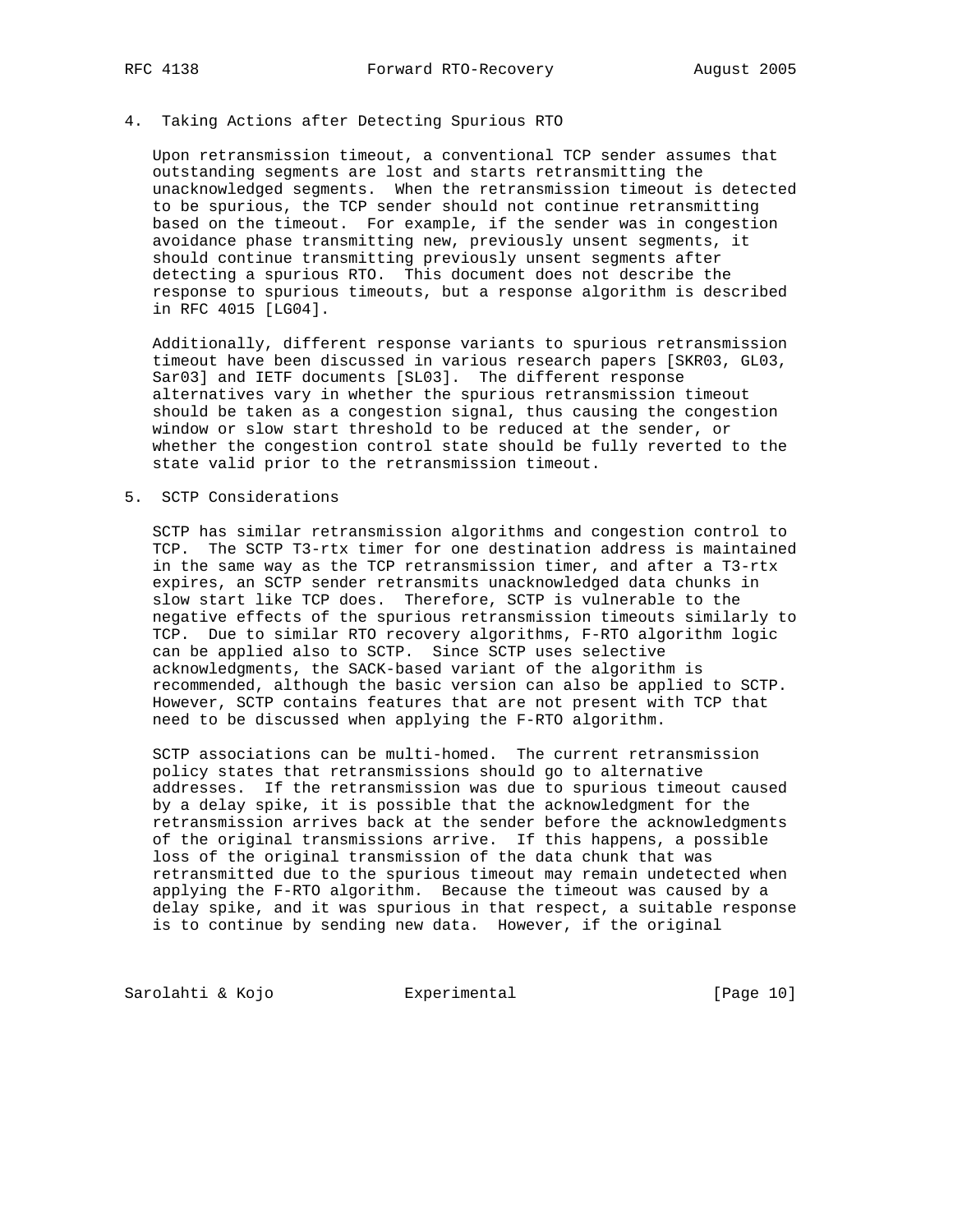## 4. Taking Actions after Detecting Spurious RTO

Upon retransmission timeout, a conventional TCP sender assumes that outstanding segments are lost and starts retransmitting the unacknowledged segments. When the retransmission timeout is detected to be spurious, the TCP sender should not continue retransmitting based on the timeout. For example, if the sender was in congestion avoidance phase transmitting new, previously unsent segments, it should continue transmitting previously unsent segments after detecting a spurious RTO. This document does not describe the response to spurious timeouts, but a response algorithm is described in RFC 4015 [LG04].

Additionally, different response variants to spurious retransmission timeout have been discussed in various research papers [SKR03, GL03, Sar03] and IETF documents [SL03]. The different response alternatives vary in whether the spurious retransmission timeout should be taken as a congestion signal, thus causing the congestion window or slow start threshold to be reduced at the sender, or whether the congestion control state should be fully reverted to the state valid prior to the retransmission timeout.

## 5. SCTP Considerations

SCTP has similar retransmission algorithms and congestion control to TCP. The SCTP T3-rtx timer for one destination address is maintained in the same way as the TCP retransmission timer, and after a T3-rtx expires, an SCTP sender retransmits unacknowledged data chunks in slow start like TCP does. Therefore, SCTP is vulnerable to the negative effects of the spurious retransmission timeouts similarly to TCP. Due to similar RTO recovery algorithms, F-RTO algorithm logic can be applied also to SCTP. Since SCTP uses selective acknowledgments, the SACK-based variant of the algorithm is recommended, although the basic version can also be applied to SCTP. However, SCTP contains features that are not present with TCP that need to be discussed when applying the F-RTO algorithm.

SCTP associations can be multi-homed. The current retransmission policy states that retransmissions should go to alternative addresses. If the retransmission was due to spurious timeout caused by a delay spike, it is possible that the acknowledgment for the retransmission arrives back at the sender before the acknowledgments of the original transmissions arrive. If this happens, a possible loss of the original transmission of the data chunk that was retransmitted due to the spurious timeout may remain undetected when applying the F-RTO algorithm. Because the timeout was caused by a delay spike, and it was spurious in that respect, a suitable response is to continue by sending new data. However, if the original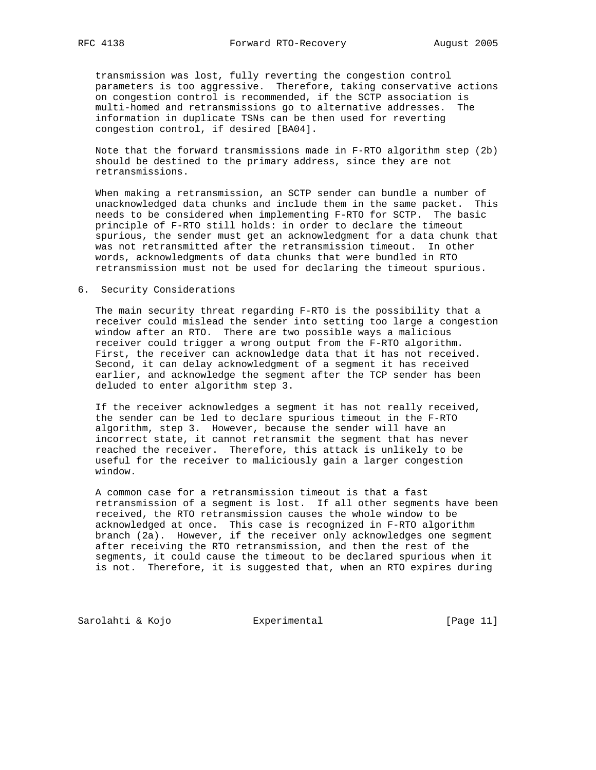transmission was lost, fully reverting the congestion control parameters is too aggressive. Therefore, taking conservative actions on congestion control is recommended, if the SCTP association is multi-homed and retransmissions go to alternative addresses. The information in duplicate TSNs can be then used for reverting congestion control, if desired [BA04].

Note that the forward transmissions made in F-RTO algorithm step (2b) should be destined to the primary address, since they are not retransmissions.

When making a retransmission, an SCTP sender can bundle a number of unacknowledged data chunks and include them in the same packet. This needs to be considered when implementing F-RTO for SCTP. The basic principle of F-RTO still holds: in order to declare the timeout spurious, the sender must get an acknowledgment for a data chunk that was not retransmitted after the retransmission timeout. In other words, acknowledgments of data chunks that were bundled in RTO retransmission must not be used for declaring the timeout spurious.

## 6. Security Considerations

The main security threat regarding F-RTO is the possibility that a receiver could mislead the sender into setting too large a congestion window after an RTO. There are two possible ways a malicious receiver could trigger a wrong output from the F-RTO algorithm. First, the receiver can acknowledge data that it has not received. Second, it can delay acknowledgment of a segment it has received earlier, and acknowledge the segment after the TCP sender has been deluded to enter algorithm step 3.

If the receiver acknowledges a segment it has not really received, the sender can be led to declare spurious timeout in the F-RTO algorithm, step 3. However, because the sender will have an incorrect state, it cannot retransmit the segment that has never reached the receiver. Therefore, this attack is unlikely to be useful for the receiver to maliciously gain a larger congestion window.

A common case for a retransmission timeout is that a fast retransmission of a segment is lost. If all other segments have been received, the RTO retransmission causes the whole window to be acknowledged at once. This case is recognized in F-RTO algorithm branch (2a). However, if the receiver only acknowledges one segment after receiving the RTO retransmission, and then the rest of the segments, it could cause the timeout to be declared spurious when it is not. Therefore, it is suggested that, when an RTO expires during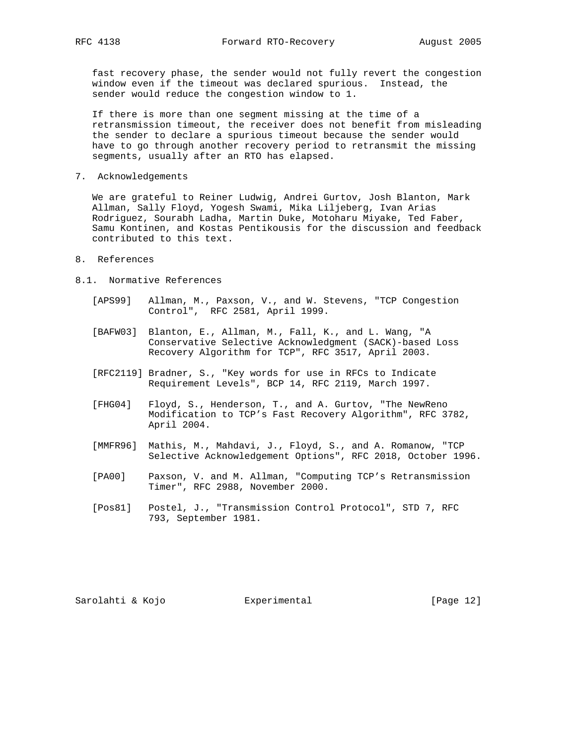fast recovery phase, the sender would not fully revert the congestion window even if the timeout was declared spurious. Instead, the sender would reduce the congestion window to 1.

If there is more than one segment missing at the time of a retransmission timeout, the receiver does not benefit from misleading the sender to declare a spurious timeout because the sender would have to go through another recovery period to retransmit the missing segments, usually after an RTO has elapsed.

## 7. Acknowledgements

We are grateful to Reiner Ludwig, Andrei Gurtov, Josh Blanton, Mark Allman, Sally Floyd, Yogesh Swami, Mika Liljeberg, Ivan Arias Rodriguez, Sourabh Ladha, Martin Duke, Motoharu Miyake, Ted Faber, Samu Kontinen, and Kostas Pentikousis for the discussion and feedback contributed to this text.

## 8. References

### 8.1. Normative References

[APS99] Allman, M., Paxson, V., and W. Stevens, "TCP Congestion Control", RFC 2581, April 1999.

[BAFW03] Blanton, E., Allman, M., Fall, K., and L. Wang, "A Conservative Selective Acknowledgment (SACK)-based Loss Recovery Algorithm for TCP", RFC 3517, April 2003.

[RFC2119] Bradner, S., "Key words for use in RFCs to Indicate Requirement Levels", BCP 14, RFC 2119, March 1997.

[FHG04] Floyd, S., Henderson, T., and A. Gurtov, "The NewReno Modification to TCP's Fast Recovery Algorithm", RFC 3782, April 2004.

[MMFR96] Mathis, M., Mahdavi, J., Floyd, S., and A. Romanow, "TCP Selective Acknowledgement Options", RFC 2018, October 1996.

[PA00] Paxson, V. and M. Allman, "Computing TCP's Retransmission Timer", RFC 2988, November 2000.

[Pos81] Postel, J., "Transmission Control Protocol", STD 7, RFC 793, September 1981.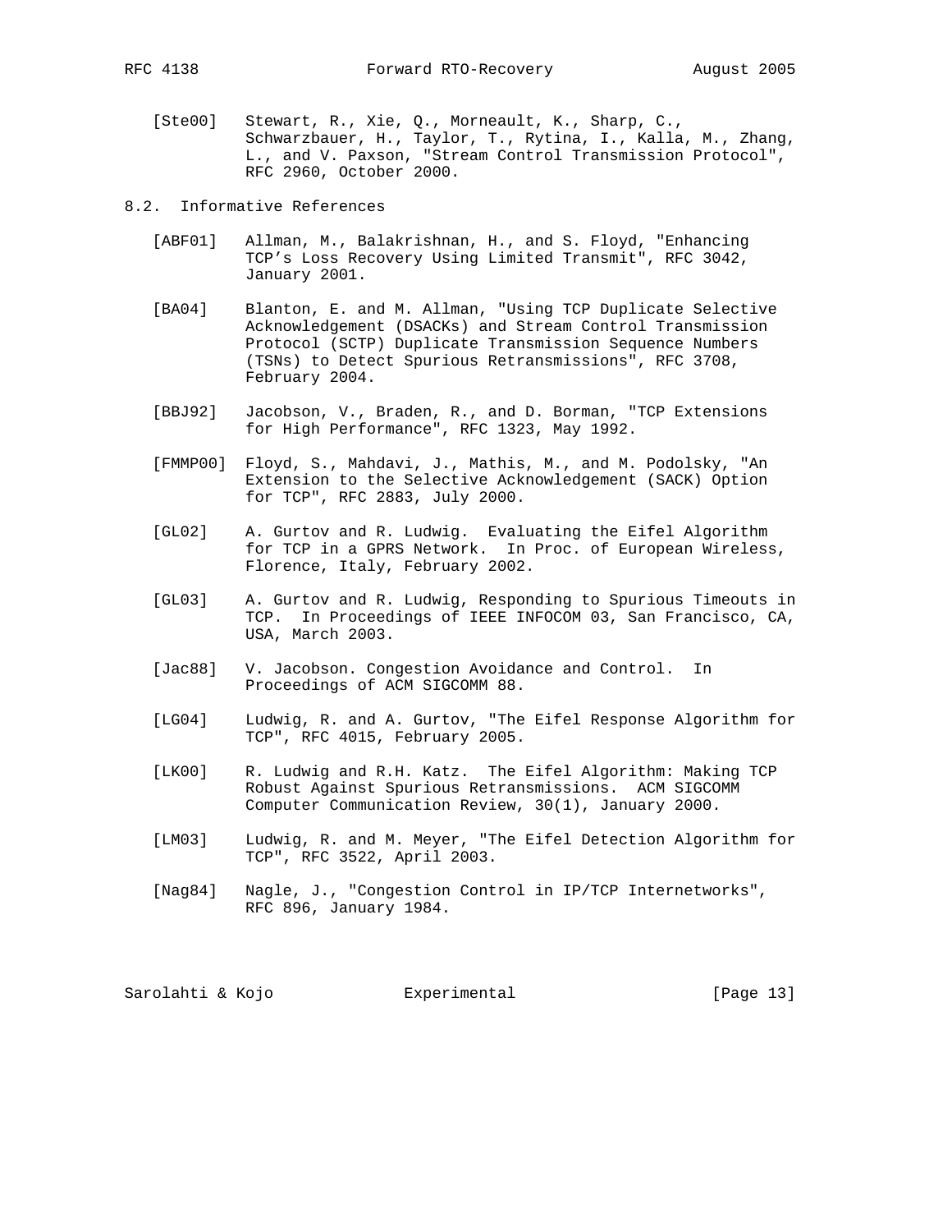[Ste00] Stewart, R., Xie, Q., Morneault, K., Sharp, C., Schwarzbauer, H., Taylor, T., Rytina, I., Kalla, M., Zhang, L., and V. Paxson, "Stream Control Transmission Protocol", RFC 2960, October 2000.

### 8.2. Informative References

[ABF01] Allman, M., Balakrishnan, H., and S. Floyd, "Enhancing TCP's Loss Recovery Using Limited Transmit", RFC 3042, January 2001.

[BA04] Blanton, E. and M. Allman, "Using TCP Duplicate Selective Acknowledgement (DSACKs) and Stream Control Transmission Protocol (SCTP) Duplicate Transmission Sequence Numbers (TSNs) to Detect Spurious Retransmissions", RFC 3708, February 2004.

[BBJ92] Jacobson, V., Braden, R., and D. Borman, "TCP Extensions for High Performance", RFC 1323, May 1992.

[FMMP00] Floyd, S., Mahdavi, J., Mathis, M., and M. Podolsky, "An Extension to the Selective Acknowledgement (SACK) Option for TCP", RFC 2883, July 2000.

[GL02] A. Gurtov and R. Ludwig. Evaluating the Eifel Algorithm for TCP in a GPRS Network. In Proc. of European Wireless, Florence, Italy, February 2002.

[GL03] A. Gurtov and R. Ludwig, Responding to Spurious Timeouts in TCP. In Proceedings of IEEE INFOCOM 03, San Francisco, CA, USA, March 2003.

[Jac88] V. Jacobson. Congestion Avoidance and Control. In Proceedings of ACM SIGCOMM 88.

[LG04] Ludwig, R. and A. Gurtov, "The Eifel Response Algorithm for TCP", RFC 4015, February 2005.

[LK00] R. Ludwig and R.H. Katz. The Eifel Algorithm: Making TCP Robust Against Spurious Retransmissions. ACM SIGCOMM Computer Communication Review, 30(1), January 2000.

[LM03] Ludwig, R. and M. Meyer, "The Eifel Detection Algorithm for TCP", RFC 3522, April 2003.

[Nag84] Nagle, J., "Congestion Control in IP/TCP Internetworks", RFC 896, January 1984.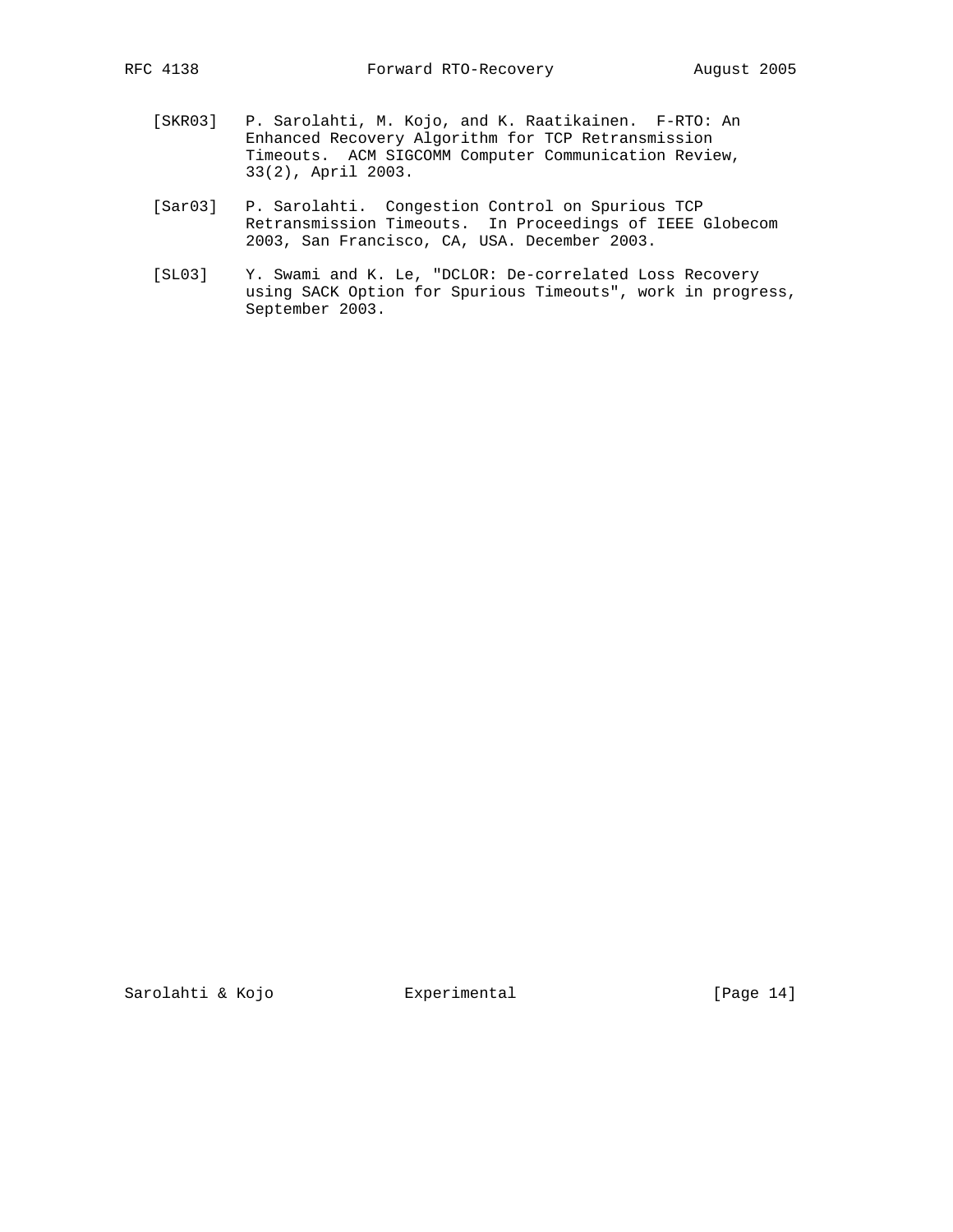[SKR03] P. Sarolahti, M. Kojo, and K. Raatikainen. F-RTO: An Enhanced Recovery Algorithm for TCP Retransmission Timeouts. ACM SIGCOMM Computer Communication Review, 33(2), April 2003.

[Sar03] P. Sarolahti. Congestion Control on Spurious TCP Retransmission Timeouts. In Proceedings of IEEE Globecom 2003, San Francisco, CA, USA. December 2003.

[SL03] Y. Swami and K. Le, "DCLOR: De-correlated Loss Recovery using SACK Option for Spurious Timeouts", work in progress, September 2003.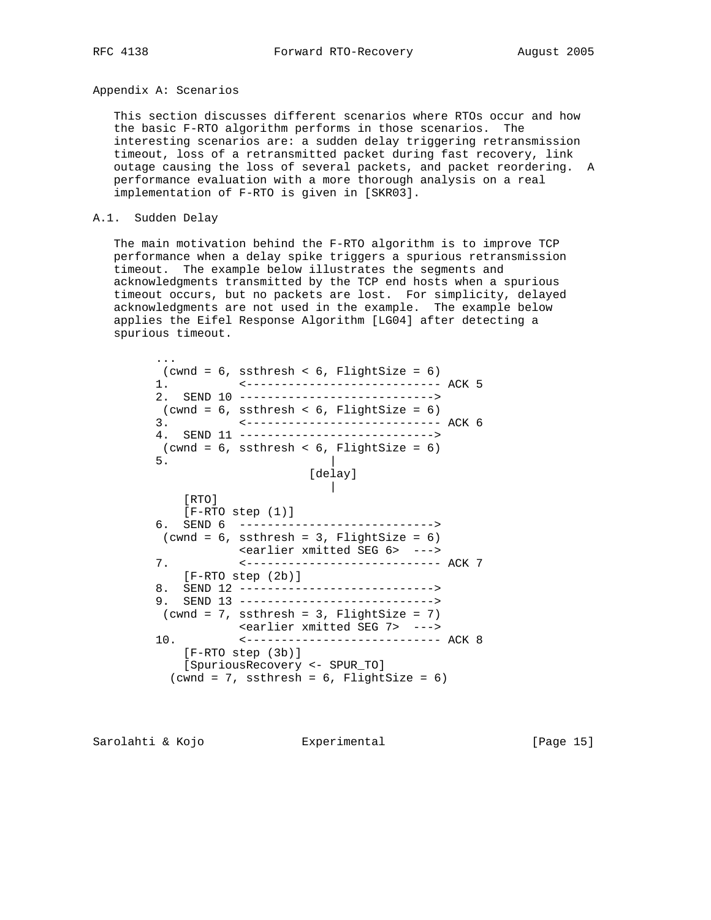## Appendix A: Scenarios

This section discusses different scenarios where RTOs occur and how the basic F-RTO algorithm performs in those scenarios. The interesting scenarios are: a sudden delay triggering retransmission timeout, loss of a retransmitted packet during fast recovery, link outage causing the loss of several packets, and packet reordering. A performance evaluation with a more thorough analysis on a real implementation of F-RTO is given in [SKR03].

### A.1. Sudden Delay

The main motivation behind the F-RTO algorithm is to improve TCP performance when a delay spike triggers a spurious retransmission timeout. The example below illustrates the segments and acknowledgments transmitted by the TCP end hosts when a spurious timeout occurs, but no packets are lost. For simplicity, delayed acknowledgments are not used in the example. The example below applies the Eifel Response Algorithm [LG04] after detecting a spurious timeout.

```
   ...
    (cwnd = 6, ssthresh < 6, FlightSize = 6)
   1.          <---------------------------- ACK 5
   2.  SEND 10 ---------------------------->
    (cwnd = 6, ssthresh < 6, FlightSize = 6)
   3.          <---------------------------- ACK 6
   4.  SEND 11 ---------------------------->
    (cwnd = 6, ssthresh < 6, FlightSize = 6)
   5.                      |
                        [delay]
                           |
       [RTO]
       [F-RTO step (1)]
   6.  SEND 6  ---------------------------->
    (cwnd = 6, ssthresh = 3, FlightSize = 6)
               <earlier xmitted SEG 6>  --->
   7.          <---------------------------- ACK 7
       [F-RTO step (2b)]
   8.  SEND 12 ---------------------------->
   9.  SEND 13 ---------------------------->
    (cwnd = 7, ssthresh = 3, FlightSize = 7)
               <earlier xmitted SEG 7>  --->
   10.         <---------------------------- ACK 8
       [F-RTO step (3b)]
       [SpuriousRecovery <- SPUR_TO]
     (cwnd = 7, ssthresh = 6, FlightSize = 6)
```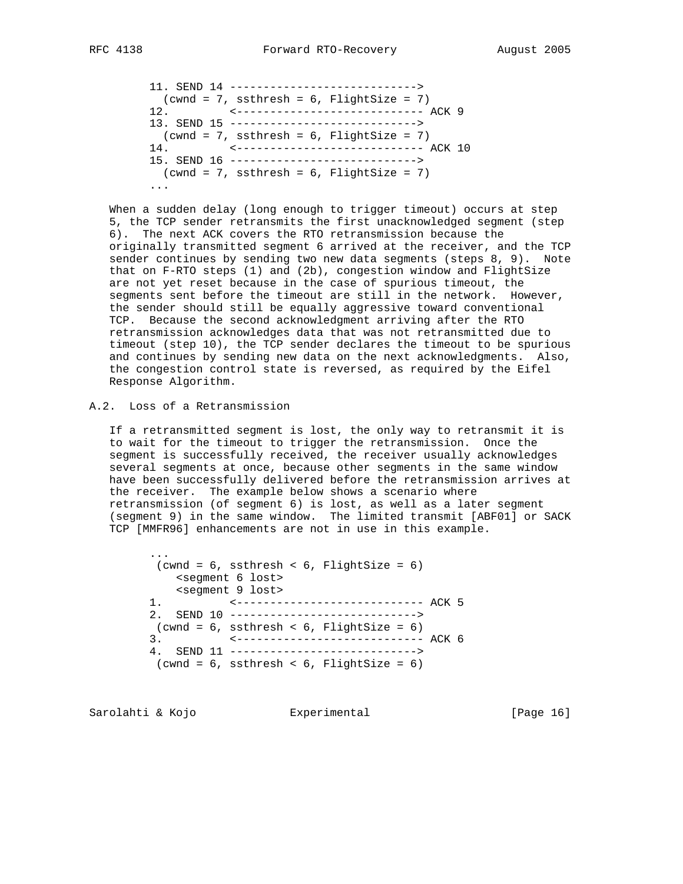```
11. SEND 14 ---------------------------->
  (cwnd = 7, ssthresh = 6, FlightSize = 7)
12.         <---------------------------- ACK 9
13. SEND 15 ---------------------------->
  (cwnd = 7, ssthresh = 6, FlightSize = 7)
14.         <---------------------------- ACK 10
15. SEND 16 ---------------------------->
  (cwnd = 7, ssthresh = 6, FlightSize = 7)
...
```

When a sudden delay (long enough to trigger timeout) occurs at step 5, the TCP sender retransmits the first unacknowledged segment (step 6). The next ACK covers the RTO retransmission because the originally transmitted segment 6 arrived at the receiver, and the TCP sender continues by sending two new data segments (steps 8, 9). Note that on F-RTO steps (1) and (2b), congestion window and FlightSize are not yet reset because in the case of spurious timeout, the segments sent before the timeout are still in the network. However, the sender should still be equally aggressive toward conventional TCP. Because the second acknowledgment arriving after the RTO retransmission acknowledges data that was not retransmitted due to timeout (step 10), the TCP sender declares the timeout to be spurious and continues by sending new data on the next acknowledgments. Also, the congestion control state is reversed, as required by the Eifel Response Algorithm.

### A.2. Loss of a Retransmission

If a retransmitted segment is lost, the only way to retransmit it is to wait for the timeout to trigger the retransmission. Once the segment is successfully received, the receiver usually acknowledges several segments at once, because other segments in the same window have been successfully delivered before the retransmission arrives at the receiver. The example below shows a scenario where retransmission (of segment 6) is lost, as well as a later segment (segment 9) in the same window. The limited transmit [ABF01] or SACK TCP [MMFR96] enhancements are not in use in this example.

```
...
 (cwnd = 6, ssthresh < 6, FlightSize = 6)
    <segment 6 lost>
    <segment 9 lost>
1.          <---------------------------- ACK 5
2.  SEND 10 ---------------------------->
 (cwnd = 6, ssthresh < 6, FlightSize = 6)
3.          <---------------------------- ACK 6
4.  SEND 11 ---------------------------->
 (cwnd = 6, ssthresh < 6, FlightSize = 6)
```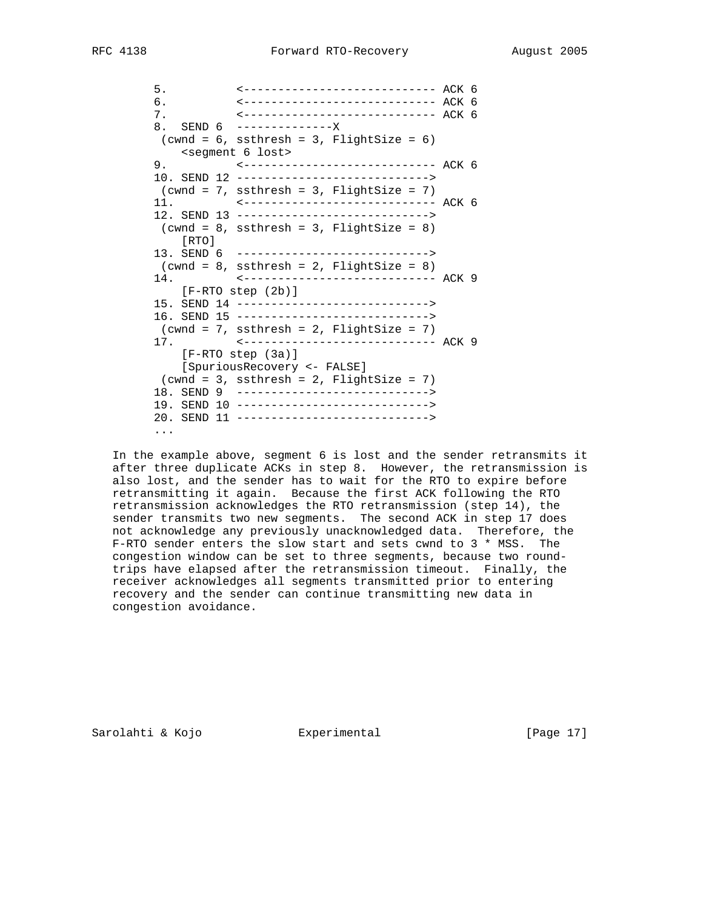```
      5.          <---------------------------- ACK 6
      6.          <---------------------------- ACK 6
      7.          <---------------------------- ACK 6
      8.  SEND 6  --------------X
       (cwnd = 6, ssthresh = 3, FlightSize = 6)
          <segment 6 lost>
      9.          <---------------------------- ACK 6
      10. SEND 12 ---------------------------->
       (cwnd = 7, ssthresh = 3, FlightSize = 7)
      11.         <---------------------------- ACK 6
      12. SEND 13 ---------------------------->
       (cwnd = 8, ssthresh = 3, FlightSize = 8)
          [RTO]
      13. SEND 6  ---------------------------->
       (cwnd = 8, ssthresh = 2, FlightSize = 8)
      14.         <---------------------------- ACK 9
          [F-RTO step (2b)]
      15. SEND 14 ---------------------------->
      16. SEND 15 ---------------------------->
       (cwnd = 7, ssthresh = 2, FlightSize = 7)
      17.         <---------------------------- ACK 9
          [F-RTO step (3a)]
          [SpuriousRecovery <- FALSE]
       (cwnd = 3, ssthresh = 2, FlightSize = 7)
      18. SEND 9  ---------------------------->
      19. SEND 10 ---------------------------->
      20. SEND 11 ---------------------------->
      ...
```

In the example above, segment 6 is lost and the sender retransmits it after three duplicate ACKs in step 8. However, the retransmission is also lost, and the sender has to wait for the RTO to expire before retransmitting it again. Because the first ACK following the RTO retransmission acknowledges the RTO retransmission (step 14), the sender transmits two new segments. The second ACK in step 17 does not acknowledge any previously unacknowledged data. Therefore, the F-RTO sender enters the slow start and sets cwnd to 3 * MSS. The congestion window can be set to three segments, because two round-trips have elapsed after the retransmission timeout. Finally, the receiver acknowledges all segments transmitted prior to entering recovery and the sender can continue transmitting new data in congestion avoidance.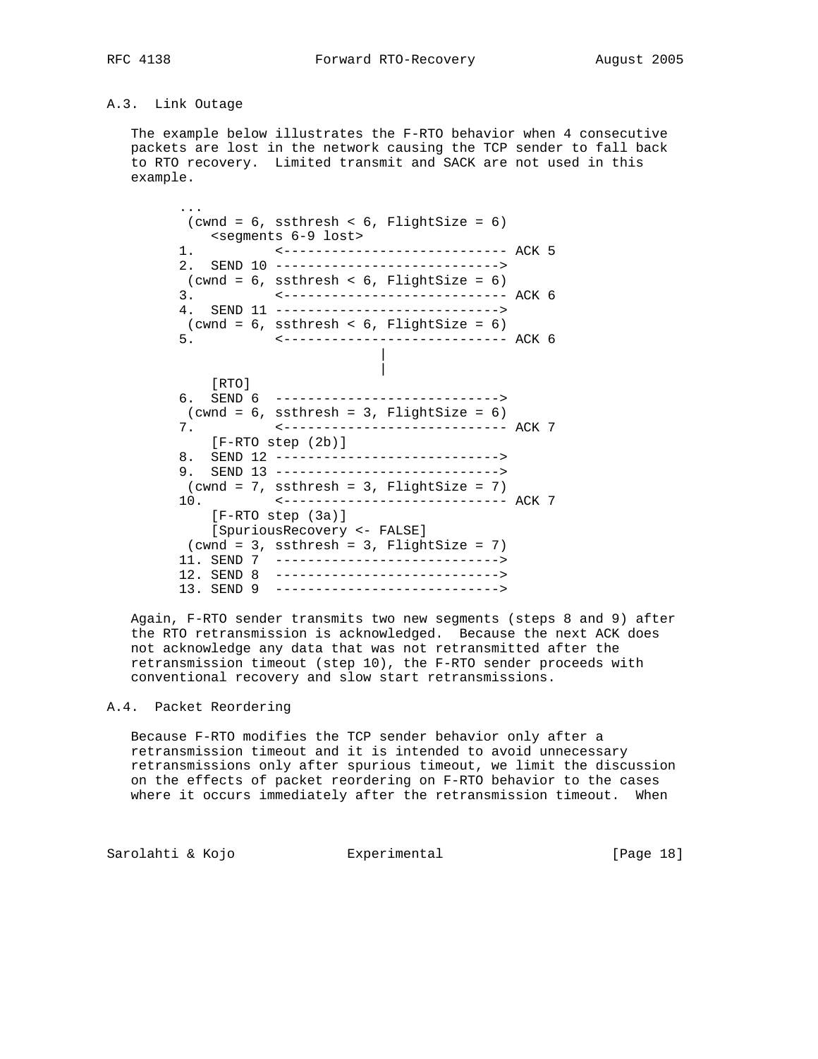### A.3. Link Outage

The example below illustrates the F-RTO behavior when 4 consecutive packets are lost in the network causing the TCP sender to fall back to RTO recovery. Limited transmit and SACK are not used in this example.

```
     ...
      (cwnd = 6, ssthresh < 6, FlightSize = 6)
         <segments 6-9 lost>
     1.          <---------------------------- ACK 5
     2.  SEND 10 ---------------------------->
      (cwnd = 6, ssthresh < 6, FlightSize = 6)
     3.          <---------------------------- ACK 6
     4.  SEND 11 ---------------------------->
      (cwnd = 6, ssthresh < 6, FlightSize = 6)
     5.          <---------------------------- ACK 6
                              |
                              |
         [RTO]
     6.  SEND 6  ---------------------------->
      (cwnd = 6, ssthresh = 3, FlightSize = 6)
     7.          <---------------------------- ACK 7
         [F-RTO step (2b)]
     8.  SEND 12 ---------------------------->
     9.  SEND 13 ---------------------------->
      (cwnd = 7, ssthresh = 3, FlightSize = 7)
     10.         <---------------------------- ACK 7
         [F-RTO step (3a)]
         [SpuriousRecovery <- FALSE]
      (cwnd = 3, ssthresh = 3, FlightSize = 7)
     11. SEND 7  ---------------------------->
     12. SEND 8  ---------------------------->
     13. SEND 9  ---------------------------->
```

Again, F-RTO sender transmits two new segments (steps 8 and 9) after the RTO retransmission is acknowledged. Because the next ACK does not acknowledge any data that was not retransmitted after the retransmission timeout (step 10), the F-RTO sender proceeds with conventional recovery and slow start retransmissions.

### A.4. Packet Reordering

Because F-RTO modifies the TCP sender behavior only after a retransmission timeout and it is intended to avoid unnecessary retransmissions only after spurious timeout, we limit the discussion on the effects of packet reordering on F-RTO behavior to the cases where it occurs immediately after the retransmission timeout. When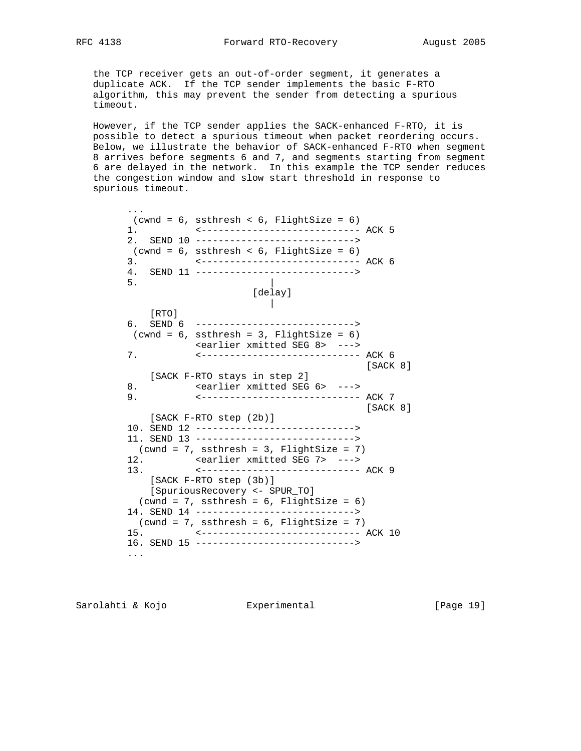the TCP receiver gets an out-of-order segment, it generates a duplicate ACK. If the TCP sender implements the basic F-RTO algorithm, this may prevent the sender from detecting a spurious timeout.

However, if the TCP sender applies the SACK-enhanced F-RTO, it is possible to detect a spurious timeout when packet reordering occurs. Below, we illustrate the behavior of SACK-enhanced F-RTO when segment 8 arrives before segments 6 and 7, and segments starting from segment 6 are delayed in the network. In this example the TCP sender reduces the congestion window and slow start threshold in response to spurious timeout.

```
     ...
      (cwnd = 6, ssthresh < 6, FlightSize = 6)
     1.          <---------------------------- ACK 5
     2.  SEND 10 ---------------------------->
      (cwnd = 6, ssthresh < 6, FlightSize = 6)
     3.          <---------------------------- ACK 6
     4.  SEND 11 ---------------------------->
     5.                        |
                            [delay]
                               |
        [RTO]
     6.  SEND 6  ---------------------------->
      (cwnd = 6, ssthresh = 3, FlightSize = 6)
                 <earlier xmitted SEG 8>  --->
     7.          <---------------------------- ACK 6
                                               [SACK 8]
        [SACK F-RTO stays in step 2]
     8.          <earlier xmitted SEG 6>  --->
     9.          <---------------------------- ACK 7
                                               [SACK 8]
        [SACK F-RTO step (2b)]
     10. SEND 12 ---------------------------->
     11. SEND 13 ---------------------------->
       (cwnd = 7, ssthresh = 3, FlightSize = 7)
     12.         <earlier xmitted SEG 7>  --->
     13.         <---------------------------- ACK 9
        [SACK F-RTO step (3b)]
        [SpuriousRecovery <- SPUR_TO]
       (cwnd = 7, ssthresh = 6, FlightSize = 6)
     14. SEND 14 ---------------------------->
       (cwnd = 7, ssthresh = 6, FlightSize = 7)
     15.         <---------------------------- ACK 10
     16. SEND 15 ---------------------------->
     ...
```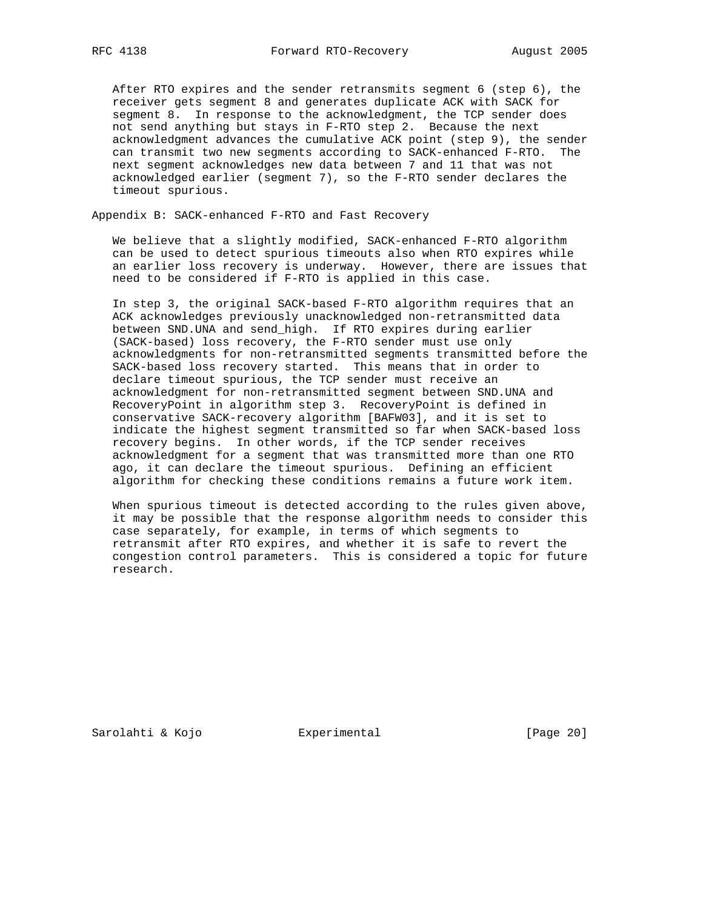After RTO expires and the sender retransmits segment 6 (step 6), the receiver gets segment 8 and generates duplicate ACK with SACK for segment 8. In response to the acknowledgment, the TCP sender does not send anything but stays in F-RTO step 2. Because the next acknowledgment advances the cumulative ACK point (step 9), the sender can transmit two new segments according to SACK-enhanced F-RTO. The next segment acknowledges new data between 7 and 11 that was not acknowledged earlier (segment 7), so the F-RTO sender declares the timeout spurious.

## Appendix B: SACK-enhanced F-RTO and Fast Recovery

We believe that a slightly modified, SACK-enhanced F-RTO algorithm can be used to detect spurious timeouts also when RTO expires while an earlier loss recovery is underway. However, there are issues that need to be considered if F-RTO is applied in this case.

In step 3, the original SACK-based F-RTO algorithm requires that an ACK acknowledges previously unacknowledged non-retransmitted data between SND.UNA and send_high. If RTO expires during earlier (SACK-based) loss recovery, the F-RTO sender must use only acknowledgments for non-retransmitted segments transmitted before the SACK-based loss recovery started. This means that in order to declare timeout spurious, the TCP sender must receive an acknowledgment for non-retransmitted segment between SND.UNA and RecoveryPoint in algorithm step 3. RecoveryPoint is defined in conservative SACK-recovery algorithm [BAFW03], and it is set to indicate the highest segment transmitted so far when SACK-based loss recovery begins. In other words, if the TCP sender receives acknowledgment for a segment that was transmitted more than one RTO ago, it can declare the timeout spurious. Defining an efficient algorithm for checking these conditions remains a future work item.

When spurious timeout is detected according to the rules given above, it may be possible that the response algorithm needs to consider this case separately, for example, in terms of which segments to retransmit after RTO expires, and whether it is safe to revert the congestion control parameters. This is considered a topic for future research.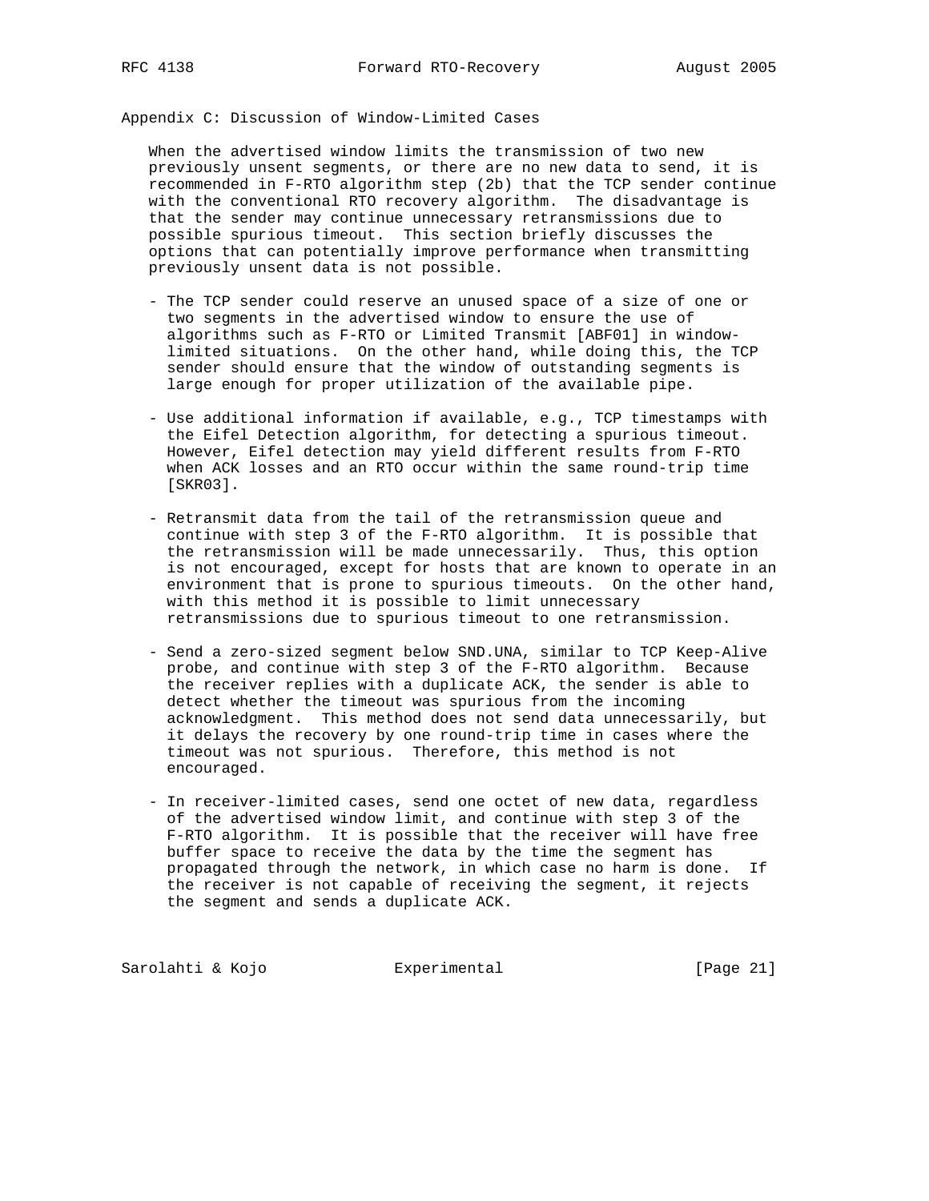## Appendix C: Discussion of Window-Limited Cases

When the advertised window limits the transmission of two new previously unsent segments, or there are no new data to send, it is recommended in F-RTO algorithm step (2b) that the TCP sender continue with the conventional RTO recovery algorithm. The disadvantage is that the sender may continue unnecessary retransmissions due to possible spurious timeout. This section briefly discusses the options that can potentially improve performance when transmitting previously unsent data is not possible.

- The TCP sender could reserve an unused space of a size of one or two segments in the advertised window to ensure the use of algorithms such as F-RTO or Limited Transmit [ABF01] in window-limited situations. On the other hand, while doing this, the TCP sender should ensure that the window of outstanding segments is large enough for proper utilization of the available pipe.

- Use additional information if available, e.g., TCP timestamps with the Eifel Detection algorithm, for detecting a spurious timeout. However, Eifel detection may yield different results from F-RTO when ACK losses and an RTO occur within the same round-trip time [SKR03].

- Retransmit data from the tail of the retransmission queue and continue with step 3 of the F-RTO algorithm. It is possible that the retransmission will be made unnecessarily. Thus, this option is not encouraged, except for hosts that are known to operate in an environment that is prone to spurious timeouts. On the other hand, with this method it is possible to limit unnecessary retransmissions due to spurious timeout to one retransmission.

- Send a zero-sized segment below SND.UNA, similar to TCP Keep-Alive probe, and continue with step 3 of the F-RTO algorithm. Because the receiver replies with a duplicate ACK, the sender is able to detect whether the timeout was spurious from the incoming acknowledgment. This method does not send data unnecessarily, but it delays the recovery by one round-trip time in cases where the timeout was not spurious. Therefore, this method is not encouraged.

- In receiver-limited cases, send one octet of new data, regardless of the advertised window limit, and continue with step 3 of the F-RTO algorithm. It is possible that the receiver will have free buffer space to receive the data by the time the segment has propagated through the network, in which case no harm is done. If the receiver is not capable of receiving the segment, it rejects the segment and sends a duplicate ACK.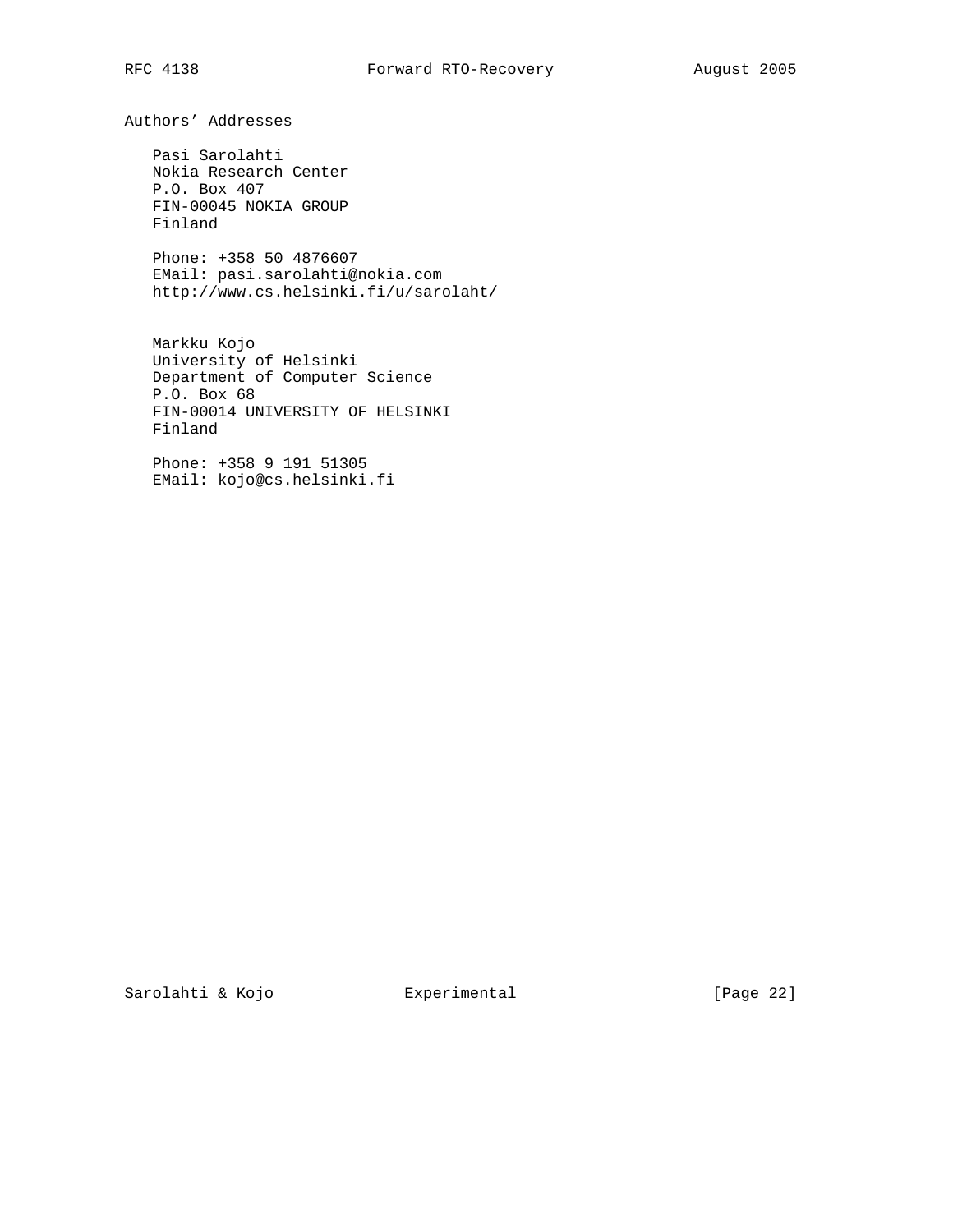# Authors' Addresses

Pasi Sarolahti
Nokia Research Center
P.O. Box 407
FIN-00045 NOKIA GROUP
Finland

Phone: +358 50 4876607
EMail: pasi.sarolahti@nokia.com
http://www.cs.helsinki.fi/u/sarolaht/

Markku Kojo
University of Helsinki
Department of Computer Science
P.O. Box 68
FIN-00014 UNIVERSITY OF HELSINKI
Finland

Phone: +358 9 191 51305
EMail: kojo@cs.helsinki.fi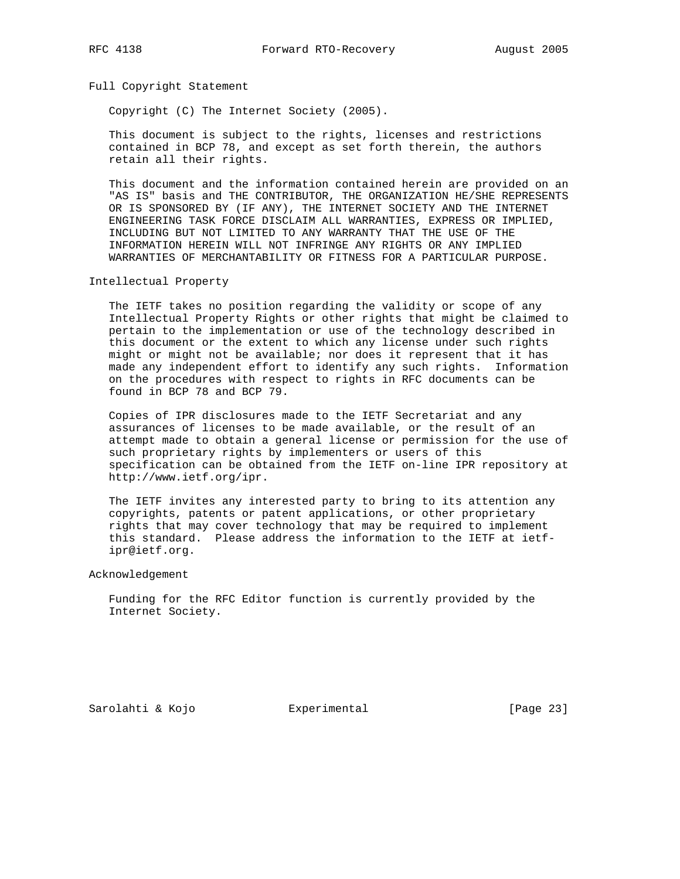## Full Copyright Statement

Copyright (C) The Internet Society (2005).

This document is subject to the rights, licenses and restrictions contained in BCP 78, and except as set forth therein, the authors retain all their rights.

This document and the information contained herein are provided on an "AS IS" basis and THE CONTRIBUTOR, THE ORGANIZATION HE/SHE REPRESENTS OR IS SPONSORED BY (IF ANY), THE INTERNET SOCIETY AND THE INTERNET ENGINEERING TASK FORCE DISCLAIM ALL WARRANTIES, EXPRESS OR IMPLIED, INCLUDING BUT NOT LIMITED TO ANY WARRANTY THAT THE USE OF THE INFORMATION HEREIN WILL NOT INFRINGE ANY RIGHTS OR ANY IMPLIED WARRANTIES OF MERCHANTABILITY OR FITNESS FOR A PARTICULAR PURPOSE.

## Intellectual Property

The IETF takes no position regarding the validity or scope of any Intellectual Property Rights or other rights that might be claimed to pertain to the implementation or use of the technology described in this document or the extent to which any license under such rights might or might not be available; nor does it represent that it has made any independent effort to identify any such rights. Information on the procedures with respect to rights in RFC documents can be found in BCP 78 and BCP 79.

Copies of IPR disclosures made to the IETF Secretariat and any assurances of licenses to be made available, or the result of an attempt made to obtain a general license or permission for the use of such proprietary rights by implementers or users of this specification can be obtained from the IETF on-line IPR repository at http://www.ietf.org/ipr.

The IETF invites any interested party to bring to its attention any copyrights, patents or patent applications, or other proprietary rights that may cover technology that may be required to implement this standard. Please address the information to the IETF at ietf-ipr@ietf.org.

## Acknowledgement

Funding for the RFC Editor function is currently provided by the Internet Society.